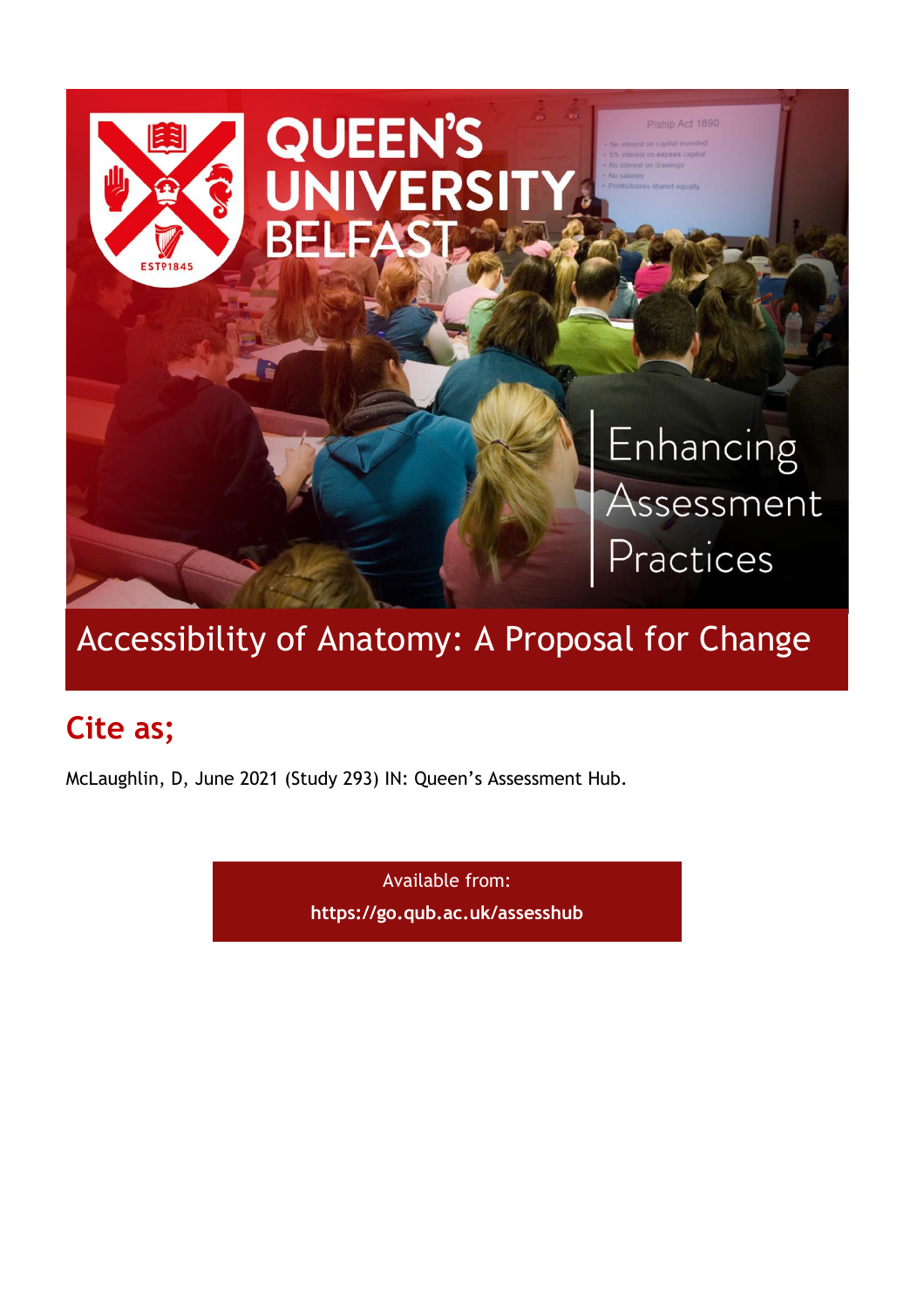# Accessibility of Anatomy: A Proposal for Change

## Cite as;

McLaughlin, D, June 2021 (Study 293) IN: Queen's Assessment Hub.

Available from:
**https://go.qub.ac.uk/assesshub**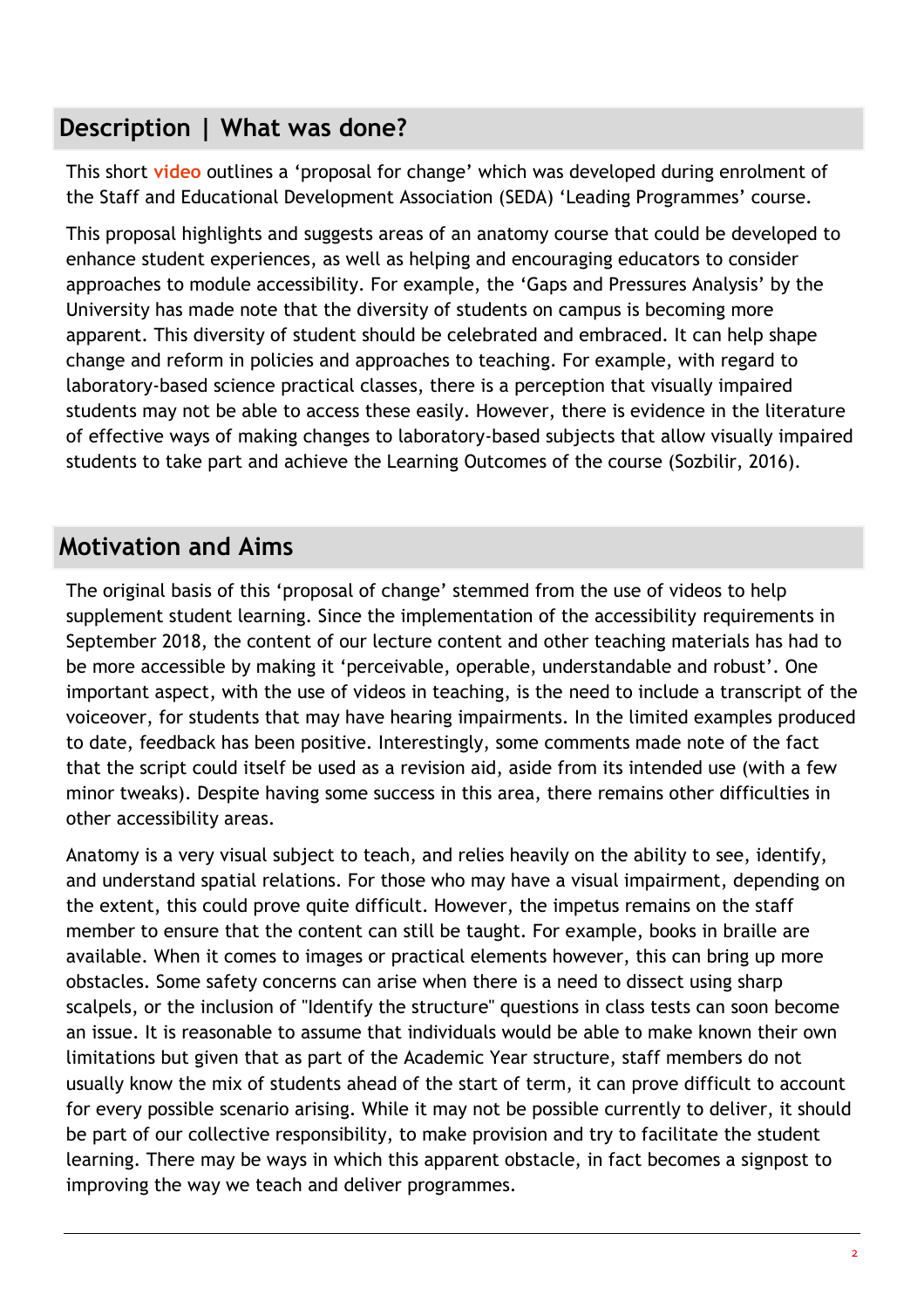## Description | What was done?

This short **video** outlines a 'proposal for change' which was developed during enrolment of the Staff and Educational Development Association (SEDA) 'Leading Programmes' course.

This proposal highlights and suggests areas of an anatomy course that could be developed to enhance student experiences, as well as helping and encouraging educators to consider approaches to module accessibility. For example, the 'Gaps and Pressures Analysis' by the University has made note that the diversity of students on campus is becoming more apparent. This diversity of student should be celebrated and embraced. It can help shape change and reform in policies and approaches to teaching. For example, with regard to laboratory-based science practical classes, there is a perception that visually impaired students may not be able to access these easily. However, there is evidence in the literature of effective ways of making changes to laboratory-based subjects that allow visually impaired students to take part and achieve the Learning Outcomes of the course (Sozbilir, 2016).

## Motivation and Aims

The original basis of this 'proposal of change' stemmed from the use of videos to help supplement student learning. Since the implementation of the accessibility requirements in September 2018, the content of our lecture content and other teaching materials has had to be more accessible by making it 'perceivable, operable, understandable and robust'. One important aspect, with the use of videos in teaching, is the need to include a transcript of the voiceover, for students that may have hearing impairments. In the limited examples produced to date, feedback has been positive. Interestingly, some comments made note of the fact that the script could itself be used as a revision aid, aside from its intended use (with a few minor tweaks). Despite having some success in this area, there remains other difficulties in other accessibility areas.

Anatomy is a very visual subject to teach, and relies heavily on the ability to see, identify, and understand spatial relations. For those who may have a visual impairment, depending on the extent, this could prove quite difficult. However, the impetus remains on the staff member to ensure that the content can still be taught. For example, books in braille are available. When it comes to images or practical elements however, this can bring up more obstacles. Some safety concerns can arise when there is a need to dissect using sharp scalpels, or the inclusion of "Identify the structure" questions in class tests can soon become an issue. It is reasonable to assume that individuals would be able to make known their own limitations but given that as part of the Academic Year structure, staff members do not usually know the mix of students ahead of the start of term, it can prove difficult to account for every possible scenario arising. While it may not be possible currently to deliver, it should be part of our collective responsibility, to make provision and try to facilitate the student learning. There may be ways in which this apparent obstacle, in fact becomes a signpost to improving the way we teach and deliver programmes.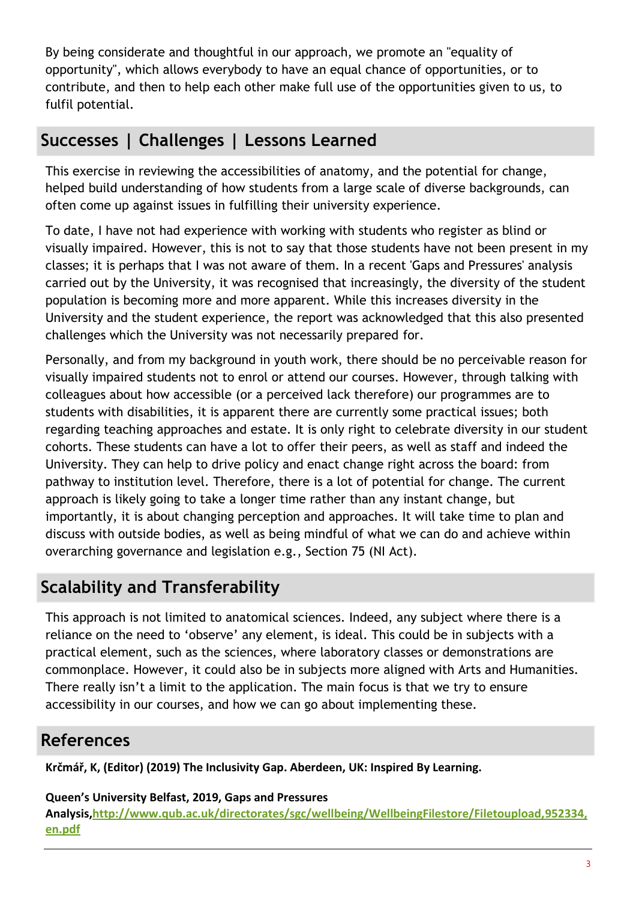By being considerate and thoughtful in our approach, we promote an "equality of opportunity", which allows everybody to have an equal chance of opportunities, or to contribute, and then to help each other make full use of the opportunities given to us, to fulfil potential.

## Successes | Challenges | Lessons Learned

This exercise in reviewing the accessibilities of anatomy, and the potential for change, helped build understanding of how students from a large scale of diverse backgrounds, can often come up against issues in fulfilling their university experience.

To date, I have not had experience with working with students who register as blind or visually impaired. However, this is not to say that those students have not been present in my classes; it is perhaps that I was not aware of them. In a recent 'Gaps and Pressures' analysis carried out by the University, it was recognised that increasingly, the diversity of the student population is becoming more and more apparent. While this increases diversity in the University and the student experience, the report was acknowledged that this also presented challenges which the University was not necessarily prepared for.

Personally, and from my background in youth work, there should be no perceivable reason for visually impaired students not to enrol or attend our courses. However, through talking with colleagues about how accessible (or a perceived lack therefore) our programmes are to students with disabilities, it is apparent there are currently some practical issues; both regarding teaching approaches and estate. It is only right to celebrate diversity in our student cohorts. These students can have a lot to offer their peers, as well as staff and indeed the University. They can help to drive policy and enact change right across the board: from pathway to institution level. Therefore, there is a lot of potential for change. The current approach is likely going to take a longer time rather than any instant change, but importantly, it is about changing perception and approaches. It will take time to plan and discuss with outside bodies, as well as being mindful of what we can do and achieve within overarching governance and legislation e.g., Section 75 (NI Act).

## Scalability and Transferability

This approach is not limited to anatomical sciences. Indeed, any subject where there is a reliance on the need to 'observe' any element, is ideal. This could be in subjects with a practical element, such as the sciences, where laboratory classes or demonstrations are commonplace. However, it could also be in subjects more aligned with Arts and Humanities. There really isn't a limit to the application. The main focus is that we try to ensure accessibility in our courses, and how we can go about implementing these.

## References

**Krčmář, K, (Editor) (2019) The Inclusivity Gap. Aberdeen, UK: Inspired By Learning.**

**Queen's University Belfast, 2019, Gaps and Pressures Analysis,[http://www.qub.ac.uk/directorates/sgc/wellbeing/WellbeingFilestore/Filetoupload,952334,en.pdf](http://www.qub.ac.uk/directorates/sgc/wellbeing/WellbeingFilestore/Filetoupload,952334,en.pdf)**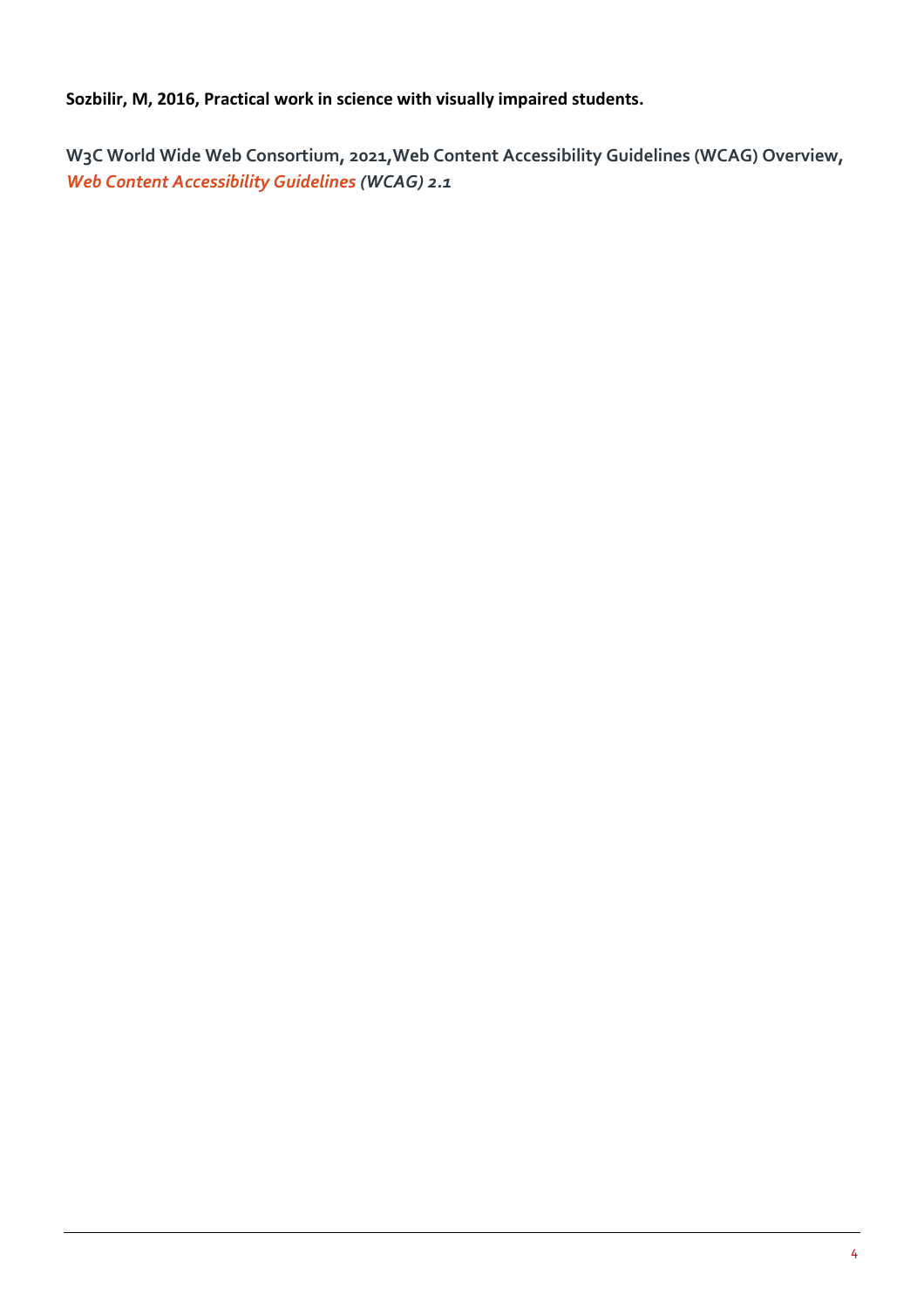**Sozbilir, M, 2016, Practical work in science with visually impaired students.**

**W3C World Wide Web Consortium, 2021, Web Content Accessibility Guidelines (WCAG) Overview, *Web Content Accessibility Guidelines (WCAG) 2.1***